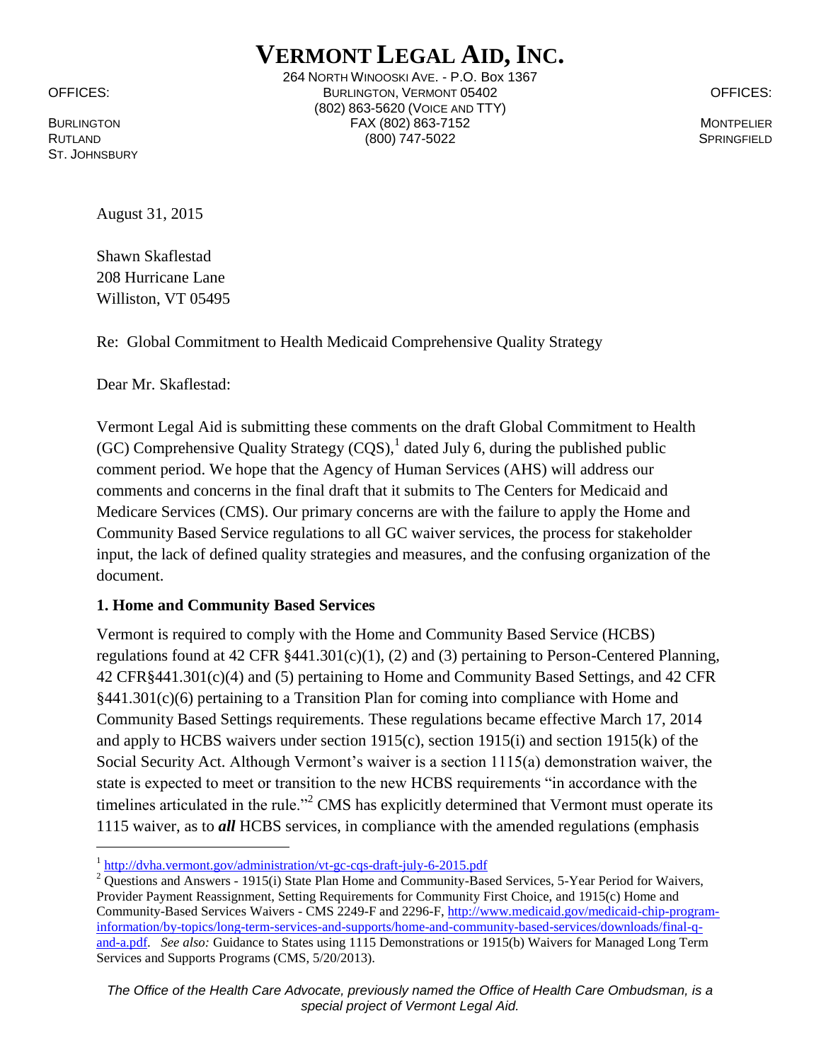# VERMONT LEGAL AID, INC.

264 NORTH WINOOSKI AVE. - P.O. Box 1367
BURLINGTON, VERMONT 05402
(802) 863-5620 (VOICE AND TTY)
FAX (802) 863-7152
(800) 747-5022

OFFICES:
BURLINGTON
RUTLAND
ST. JOHNSBURY

OFFICES:
MONTPELIER
SPRINGFIELD

August 31, 2015

Shawn Skaflestad
208 Hurricane Lane
Williston, VT 05495

Re: Global Commitment to Health Medicaid Comprehensive Quality Strategy

Dear Mr. Skaflestad:

Vermont Legal Aid is submitting these comments on the draft Global Commitment to Health (GC) Comprehensive Quality Strategy (CQS),[1] dated July 6, during the published public comment period. We hope that the Agency of Human Services (AHS) will address our comments and concerns in the final draft that it submits to The Centers for Medicaid and Medicare Services (CMS). Our primary concerns are with the failure to apply the Home and Community Based Service regulations to all GC waiver services, the process for stakeholder input, the lack of defined quality strategies and measures, and the confusing organization of the document.

**1. Home and Community Based Services**

Vermont is required to comply with the Home and Community Based Service (HCBS) regulations found at 42 CFR §441.301(c)(1), (2) and (3) pertaining to Person-Centered Planning, 42 CFR§441.301(c)(4) and (5) pertaining to Home and Community Based Settings, and 42 CFR §441.301(c)(6) pertaining to a Transition Plan for coming into compliance with Home and Community Based Settings requirements. These regulations became effective March 17, 2014 and apply to HCBS waivers under section 1915(c), section 1915(i) and section 1915(k) of the Social Security Act. Although Vermont's waiver is a section 1115(a) demonstration waiver, the state is expected to meet or transition to the new HCBS requirements "in accordance with the timelines articulated in the rule."[2] CMS has explicitly determined that Vermont must operate its 1115 waiver, as to ***all*** HCBS services, in compliance with the amended regulations (emphasis

[1] http://dvha.vermont.gov/administration/vt-gc-cqs-draft-july-6-2015.pdf

[2] Questions and Answers - 1915(i) State Plan Home and Community-Based Services, 5-Year Period for Waivers, Provider Payment Reassignment, Setting Requirements for Community First Choice, and 1915(c) Home and Community-Based Services Waivers - CMS 2249-F and 2296-F, http://www.medicaid.gov/medicaid-chip-program-information/by-topics/long-term-services-and-supports/home-and-community-based-services/downloads/final-q-and-a.pdf. *See also:* Guidance to States using 1115 Demonstrations or 1915(b) Waivers for Managed Long Term Services and Supports Programs (CMS, 5/20/2013).

*The Office of the Health Care Advocate, previously named the Office of Health Care Ombudsman, is a special project of Vermont Legal Aid.*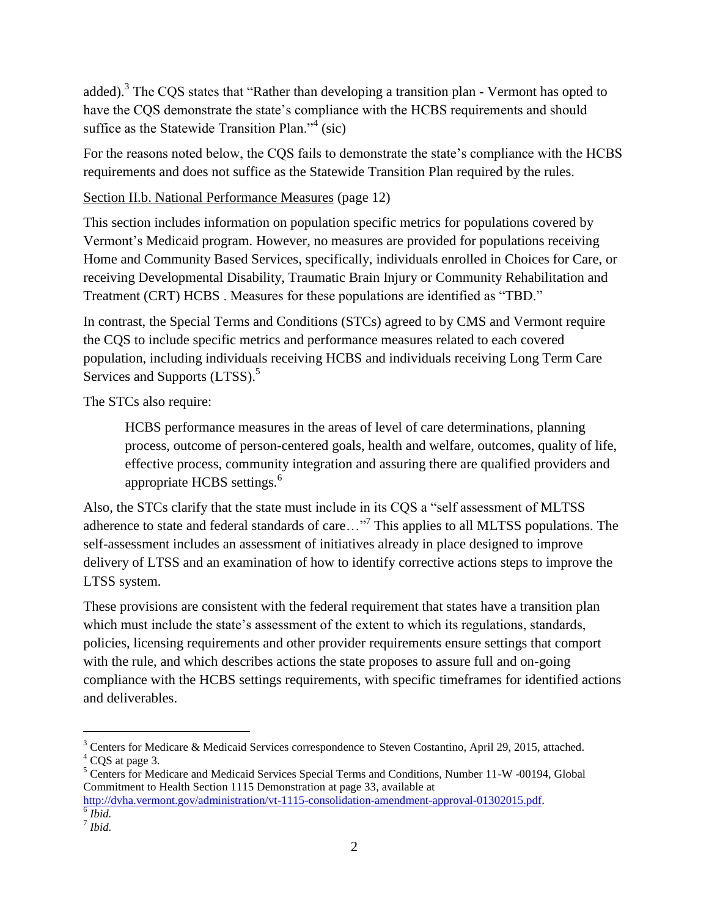added).[3] The CQS states that "Rather than developing a transition plan - Vermont has opted to have the CQS demonstrate the state's compliance with the HCBS requirements and should suffice as the Statewide Transition Plan."[4] (sic)

For the reasons noted below, the CQS fails to demonstrate the state's compliance with the HCBS requirements and does not suffice as the Statewide Transition Plan required by the rules.

Section II.b. National Performance Measures (page 12)

This section includes information on population specific metrics for populations covered by Vermont's Medicaid program. However, no measures are provided for populations receiving Home and Community Based Services, specifically, individuals enrolled in Choices for Care, or receiving Developmental Disability, Traumatic Brain Injury or Community Rehabilitation and Treatment (CRT) HCBS . Measures for these populations are identified as "TBD."

In contrast, the Special Terms and Conditions (STCs) agreed to by CMS and Vermont require the CQS to include specific metrics and performance measures related to each covered population, including individuals receiving HCBS and individuals receiving Long Term Care Services and Supports (LTSS).[5]

The STCs also require:

> HCBS performance measures in the areas of level of care determinations, planning process, outcome of person-centered goals, health and welfare, outcomes, quality of life, effective process, community integration and assuring there are qualified providers and appropriate HCBS settings.[6]

Also, the STCs clarify that the state must include in its CQS a "self assessment of MLTSS adherence to state and federal standards of care…"[7] This applies to all MLTSS populations. The self-assessment includes an assessment of initiatives already in place designed to improve delivery of LTSS and an examination of how to identify corrective actions steps to improve the LTSS system.

These provisions are consistent with the federal requirement that states have a transition plan which must include the state's assessment of the extent to which its regulations, standards, policies, licensing requirements and other provider requirements ensure settings that comport with the rule, and which describes actions the state proposes to assure full and on-going compliance with the HCBS settings requirements, with specific timeframes for identified actions and deliverables.

---

[3] Centers for Medicare & Medicaid Services correspondence to Steven Costantino, April 29, 2015, attached.

[4] CQS at page 3.

[5] Centers for Medicare and Medicaid Services Special Terms and Conditions, Number 11-W -00194, Global Commitment to Health Section 1115 Demonstration at page 33, available at http://dvha.vermont.gov/administration/vt-1115-consolidation-amendment-approval-01302015.pdf.

[6] *Ibid.*

[7] *Ibid.*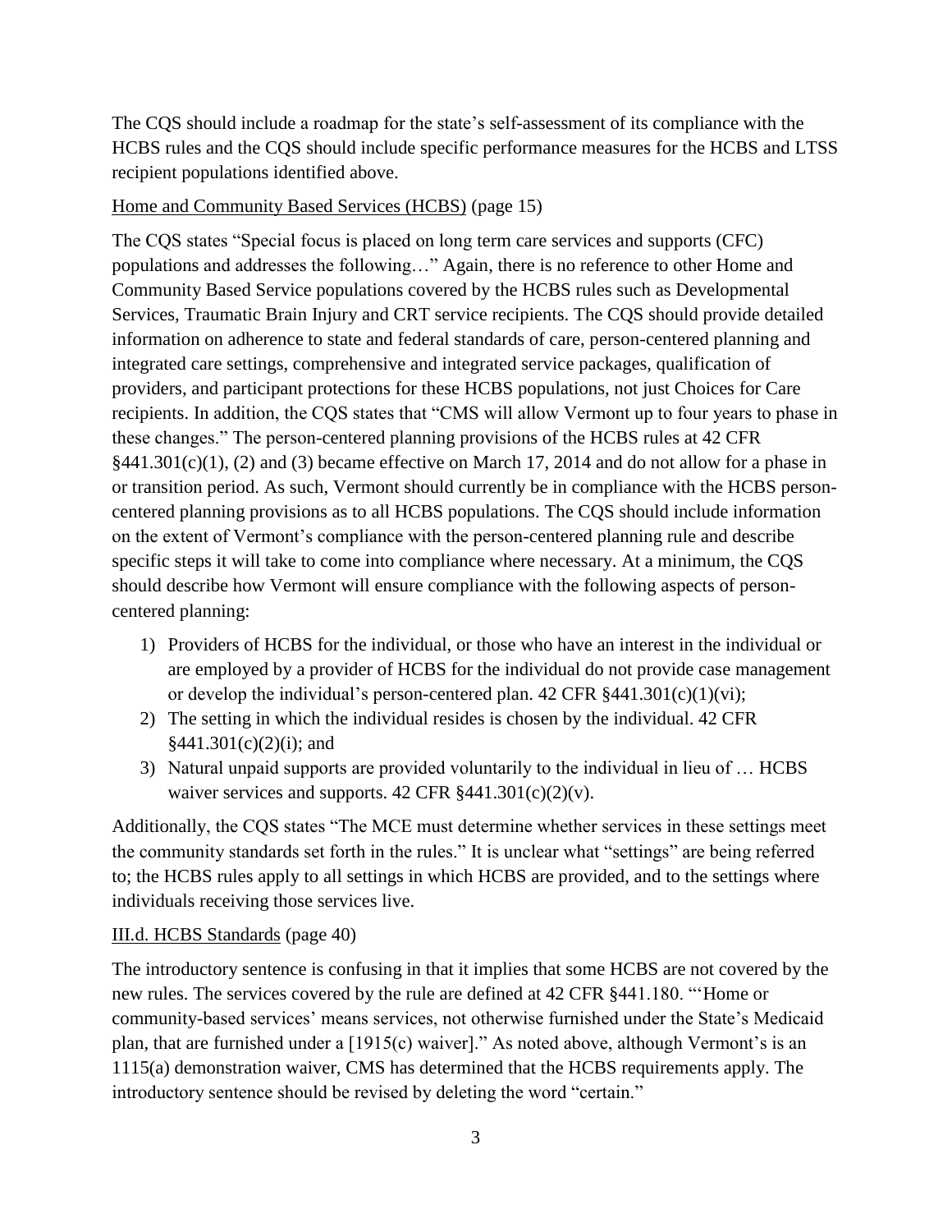The CQS should include a roadmap for the state's self-assessment of its compliance with the HCBS rules and the CQS should include specific performance measures for the HCBS and LTSS recipient populations identified above.

<u>Home and Community Based Services (HCBS)</u> (page 15)

The CQS states "Special focus is placed on long term care services and supports (CFC) populations and addresses the following…" Again, there is no reference to other Home and Community Based Service populations covered by the HCBS rules such as Developmental Services, Traumatic Brain Injury and CRT service recipients. The CQS should provide detailed information on adherence to state and federal standards of care, person-centered planning and integrated care settings, comprehensive and integrated service packages, qualification of providers, and participant protections for these HCBS populations, not just Choices for Care recipients. In addition, the CQS states that "CMS will allow Vermont up to four years to phase in these changes." The person-centered planning provisions of the HCBS rules at 42 CFR §441.301(c)(1), (2) and (3) became effective on March 17, 2014 and do not allow for a phase in or transition period. As such, Vermont should currently be in compliance with the HCBS person-centered planning provisions as to all HCBS populations. The CQS should include information on the extent of Vermont's compliance with the person-centered planning rule and describe specific steps it will take to come into compliance where necessary. At a minimum, the CQS should describe how Vermont will ensure compliance with the following aspects of person-centered planning:

1) Providers of HCBS for the individual, or those who have an interest in the individual or are employed by a provider of HCBS for the individual do not provide case management or develop the individual's person-centered plan. 42 CFR §441.301(c)(1)(vi);
2) The setting in which the individual resides is chosen by the individual. 42 CFR §441.301(c)(2)(i); and
3) Natural unpaid supports are provided voluntarily to the individual in lieu of … HCBS waiver services and supports. 42 CFR §441.301(c)(2)(v).

Additionally, the CQS states "The MCE must determine whether services in these settings meet the community standards set forth in the rules." It is unclear what "settings" are being referred to; the HCBS rules apply to all settings in which HCBS are provided, and to the settings where individuals receiving those services live.

<u>III.d. HCBS Standards</u> (page 40)

The introductory sentence is confusing in that it implies that some HCBS are not covered by the new rules. The services covered by the rule are defined at 42 CFR §441.180. "'Home or community-based services' means services, not otherwise furnished under the State's Medicaid plan, that are furnished under a [1915(c) waiver]." As noted above, although Vermont's is an 1115(a) demonstration waiver, CMS has determined that the HCBS requirements apply. The introductory sentence should be revised by deleting the word "certain."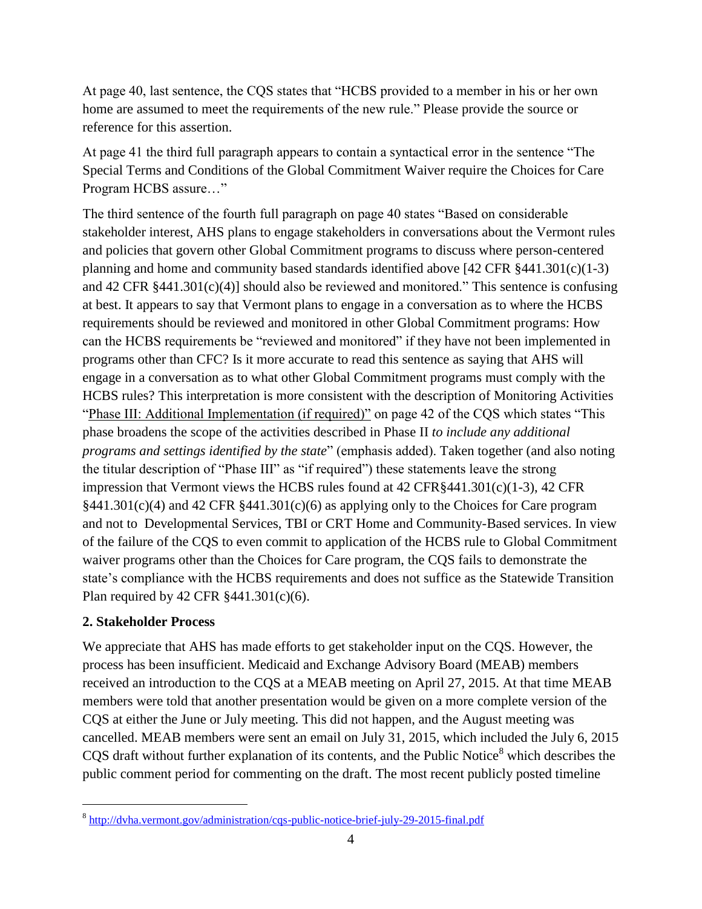At page 40, last sentence, the CQS states that "HCBS provided to a member in his or her own home are assumed to meet the requirements of the new rule." Please provide the source or reference for this assertion.

At page 41 the third full paragraph appears to contain a syntactical error in the sentence "The Special Terms and Conditions of the Global Commitment Waiver require the Choices for Care Program HCBS assure…"

The third sentence of the fourth full paragraph on page 40 states "Based on considerable stakeholder interest, AHS plans to engage stakeholders in conversations about the Vermont rules and policies that govern other Global Commitment programs to discuss where person-centered planning and home and community based standards identified above [42 CFR §441.301(c)(1-3) and 42 CFR §441.301(c)(4)] should also be reviewed and monitored." This sentence is confusing at best. It appears to say that Vermont plans to engage in a conversation as to where the HCBS requirements should be reviewed and monitored in other Global Commitment programs: How can the HCBS requirements be "reviewed and monitored" if they have not been implemented in programs other than CFC? Is it more accurate to read this sentence as saying that AHS will engage in a conversation as to what other Global Commitment programs must comply with the HCBS rules? This interpretation is more consistent with the description of Monitoring Activities "Phase III: Additional Implementation (if required)" on page 42 of the CQS which states "This phase broadens the scope of the activities described in Phase II *to include any additional programs and settings identified by the state*" (emphasis added). Taken together (and also noting the titular description of "Phase III" as "if required") these statements leave the strong impression that Vermont views the HCBS rules found at 42 CFR§441.301(c)(1-3), 42 CFR §441.301(c)(4) and 42 CFR §441.301(c)(6) as applying only to the Choices for Care program and not to Developmental Services, TBI or CRT Home and Community-Based services. In view of the failure of the CQS to even commit to application of the HCBS rule to Global Commitment waiver programs other than the Choices for Care program, the CQS fails to demonstrate the state's compliance with the HCBS requirements and does not suffice as the Statewide Transition Plan required by 42 CFR §441.301(c)(6).

**2. Stakeholder Process**

We appreciate that AHS has made efforts to get stakeholder input on the CQS. However, the process has been insufficient. Medicaid and Exchange Advisory Board (MEAB) members received an introduction to the CQS at a MEAB meeting on April 27, 2015. At that time MEAB members were told that another presentation would be given on a more complete version of the CQS at either the June or July meeting. This did not happen, and the August meeting was cancelled. MEAB members were sent an email on July 31, 2015, which included the July 6, 2015 CQS draft without further explanation of its contents, and the Public Notice[8] which describes the public comment period for commenting on the draft. The most recent publicly posted timeline

[8] http://dvha.vermont.gov/administration/cqs-public-notice-brief-july-29-2015-final.pdf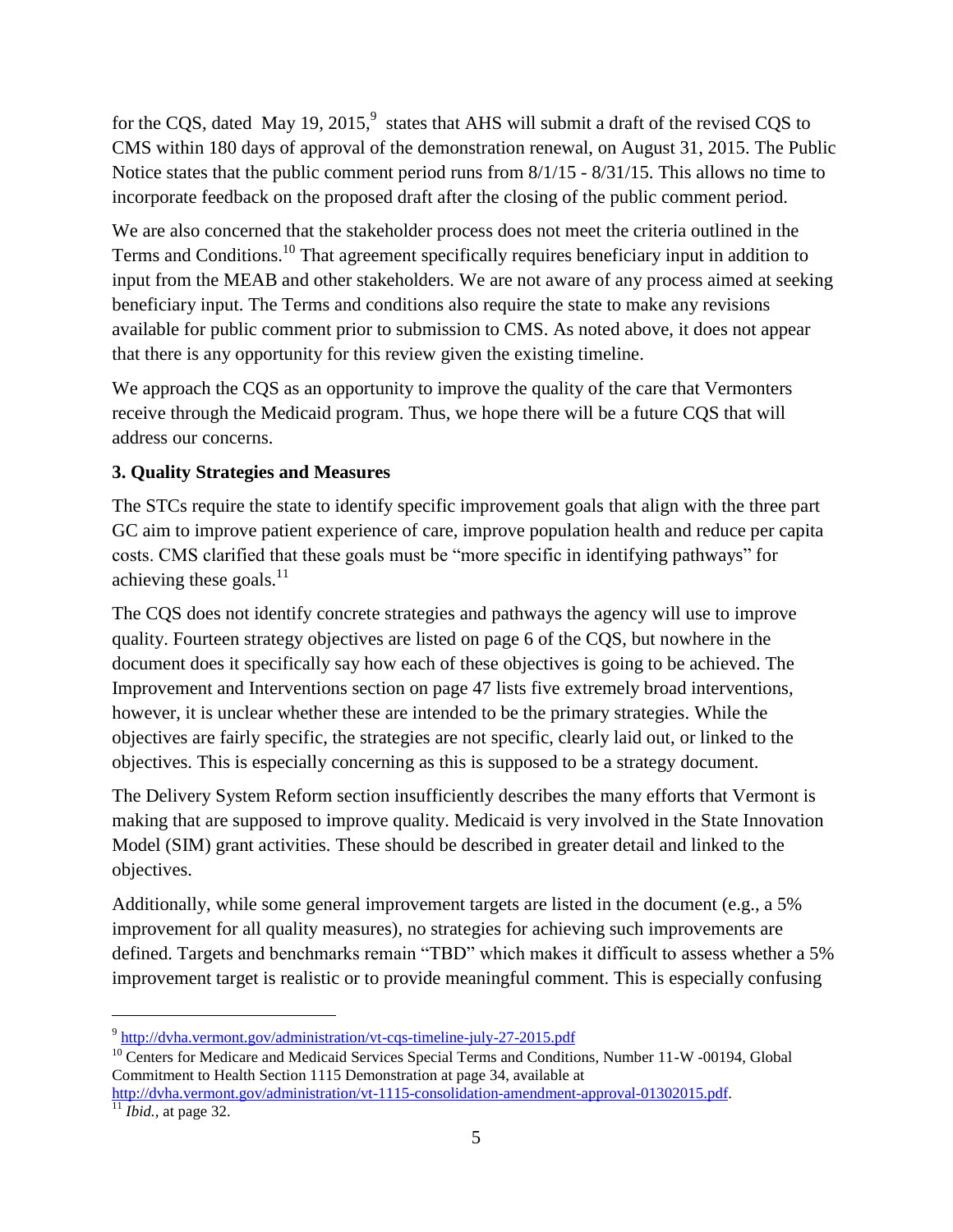for the CQS, dated May 19, 2015,[9] states that AHS will submit a draft of the revised CQS to CMS within 180 days of approval of the demonstration renewal, on August 31, 2015. The Public Notice states that the public comment period runs from 8/1/15 - 8/31/15. This allows no time to incorporate feedback on the proposed draft after the closing of the public comment period.

We are also concerned that the stakeholder process does not meet the criteria outlined in the Terms and Conditions.[10] That agreement specifically requires beneficiary input in addition to input from the MEAB and other stakeholders. We are not aware of any process aimed at seeking beneficiary input. The Terms and conditions also require the state to make any revisions available for public comment prior to submission to CMS. As noted above, it does not appear that there is any opportunity for this review given the existing timeline.

We approach the CQS as an opportunity to improve the quality of the care that Vermonters receive through the Medicaid program. Thus, we hope there will be a future CQS that will address our concerns.

### 3. Quality Strategies and Measures

The STCs require the state to identify specific improvement goals that align with the three part GC aim to improve patient experience of care, improve population health and reduce per capita costs. CMS clarified that these goals must be "more specific in identifying pathways" for achieving these goals.[11]

The CQS does not identify concrete strategies and pathways the agency will use to improve quality. Fourteen strategy objectives are listed on page 6 of the CQS, but nowhere in the document does it specifically say how each of these objectives is going to be achieved. The Improvement and Interventions section on page 47 lists five extremely broad interventions, however, it is unclear whether these are intended to be the primary strategies. While the objectives are fairly specific, the strategies are not specific, clearly laid out, or linked to the objectives. This is especially concerning as this is supposed to be a strategy document.

The Delivery System Reform section insufficiently describes the many efforts that Vermont is making that are supposed to improve quality. Medicaid is very involved in the State Innovation Model (SIM) grant activities. These should be described in greater detail and linked to the objectives.

Additionally, while some general improvement targets are listed in the document (e.g., a 5% improvement for all quality measures), no strategies for achieving such improvements are defined. Targets and benchmarks remain "TBD" which makes it difficult to assess whether a 5% improvement target is realistic or to provide meaningful comment. This is especially confusing

---

[9] http://dvha.vermont.gov/administration/vt-cqs-timeline-july-27-2015.pdf

[10] Centers for Medicare and Medicaid Services Special Terms and Conditions, Number 11-W -00194, Global Commitment to Health Section 1115 Demonstration at page 34, available at http://dvha.vermont.gov/administration/vt-1115-consolidation-amendment-approval-01302015.pdf.

[11] *Ibid.*, at page 32.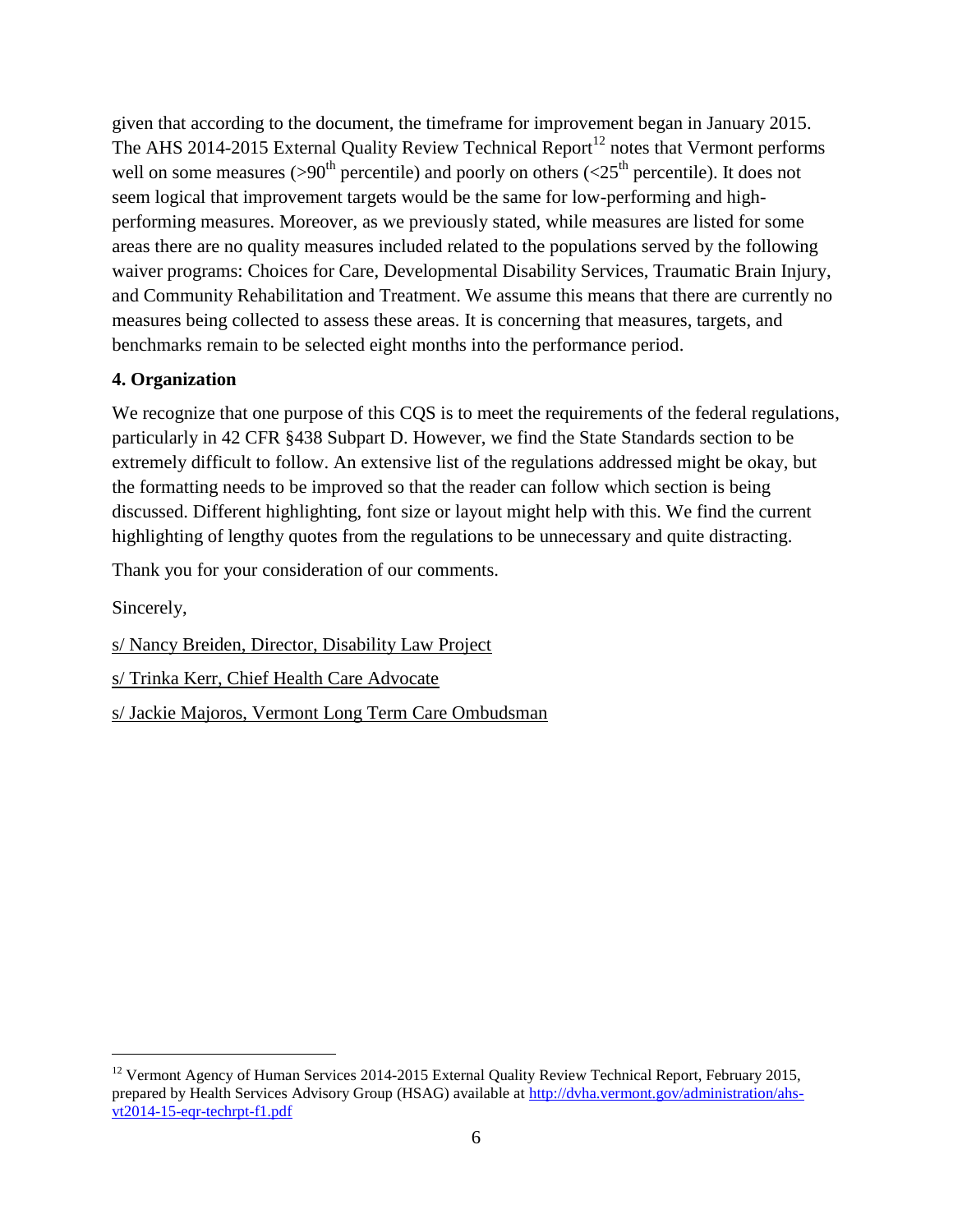given that according to the document, the timeframe for improvement began in January 2015. The AHS 2014-2015 External Quality Review Technical Report[12] notes that Vermont performs well on some measures (>$90^{th}$ percentile) and poorly on others (<$25^{th}$ percentile). It does not seem logical that improvement targets would be the same for low-performing and high-performing measures. Moreover, as we previously stated, while measures are listed for some areas there are no quality measures included related to the populations served by the following waiver programs: Choices for Care, Developmental Disability Services, Traumatic Brain Injury, and Community Rehabilitation and Treatment. We assume this means that there are currently no measures being collected to assess these areas. It is concerning that measures, targets, and benchmarks remain to be selected eight months into the performance period.

**4. Organization**

We recognize that one purpose of this CQS is to meet the requirements of the federal regulations, particularly in 42 CFR §438 Subpart D. However, we find the State Standards section to be extremely difficult to follow. An extensive list of the regulations addressed might be okay, but the formatting needs to be improved so that the reader can follow which section is being discussed. Different highlighting, font size or layout might help with this. We find the current highlighting of lengthy quotes from the regulations to be unnecessary and quite distracting.

Thank you for your consideration of our comments.

Sincerely,

s/ Nancy Breiden, Director, Disability Law Project

s/ Trinka Kerr, Chief Health Care Advocate

s/ Jackie Majoros, Vermont Long Term Care Ombudsman

---

[12] Vermont Agency of Human Services 2014-2015 External Quality Review Technical Report, February 2015, prepared by Health Services Advisory Group (HSAG) available at http://dvha.vermont.gov/administration/ahs-vt2014-15-eqr-techrpt-f1.pdf